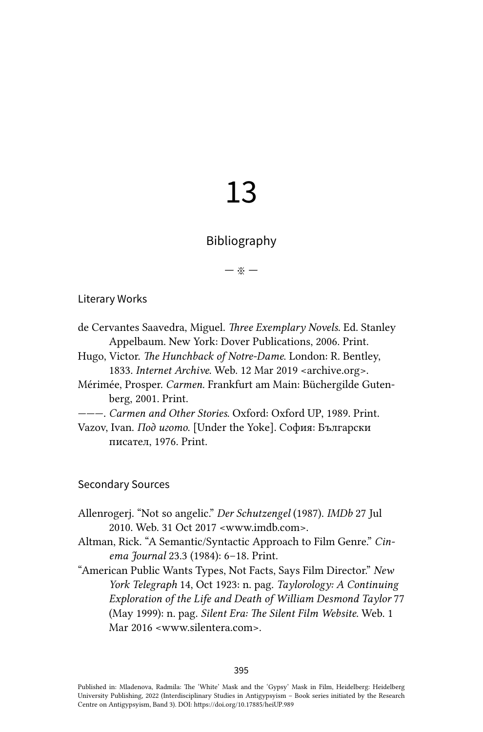# 13

## Bibliography

— ※ —

### Literary Works

de Cervantes Saavedra, Miguel. *Three Exemplary Novels*. Ed. Stanley Appelbaum. New York: Dover Publications, 2006. Print.

Hugo, Victor. *The Hunchback of Notre-Dame*. London: R. Bentley, 1833. *Internet Archive*. Web. 12 Mar 2019 <archive.org>.

Mérimée, Prosper. *Carmen*. Frankfurt am Main: Büchergilde Gutenberg, 2001. Print.

———. *Carmen and Other Stories*. Oxford: Oxford UP, 1989. Print.

Vazov, Ivan. *Под игото*. [Under the Yoke]. София: Български писател, 1976. Print.

### Secondary Sources

Allenrogerj. "Not so angelic." *Der Schutzengel* (1987). *IMDb* 27 Jul 2010. Web. 31 Oct 2017 <www.imdb.com>.

Altman, Rick. "A Semantic/Syntactic Approach to Film Genre." *Cinema Journal* 23.3 (1984): 6–18. Print.

"American Public Wants Types, Not Facts, Says Film Director." *New York Telegraph* 14, Oct 1923: n. pag. *Taylorology: A Continuing Exploration of the Life and Death of William Desmond Taylor* 77 (May 1999): n. pag. *Silent Era: The Silent Film Website*. Web. 1 Mar 2016 <www.silentera.com>.

Published in: Mladenova, Radmila: The 'White' Mask and the 'Gypsy' Mask in Film, Heidelberg: Heidelberg University Publishing, 2022 (Interdisciplinary Studies in Antigypsyism – Book series initiated by the Research Centre on Antigypsyism, Band 3). DOI: https://doi.org/10.17885/heiUP.989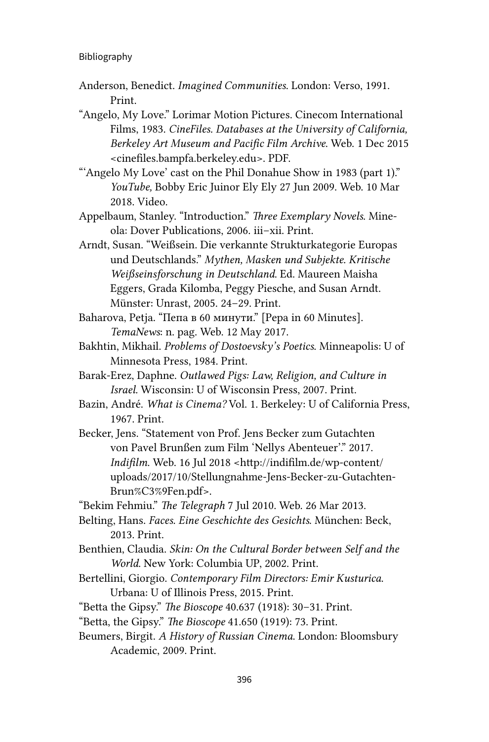Anderson, Benedict. *Imagined Communities*. London: Verso, 1991. Print.

"Angelo, My Love." Lorimar Motion Pictures. Cinecom International Films, 1983. *CineFiles. Databases at the University of California, Berkeley Art Museum and Pacific Film Archive*. Web. 1 Dec 2015 <cinefiles.bampfa.berkeley.edu>. PDF.

"'Angelo My Love' cast on the Phil Donahue Show in 1983 (part 1)." *YouTube,* Bobby Eric Juinor Ely Ely 27 Jun 2009. Web. 10 Mar 2018. Video.

Appelbaum, Stanley. "Introduction." *Three Exemplary Novels*. Mineola: Dover Publications, 2006. iii–xii. Print.

Arndt, Susan. "Weißsein. Die verkannte Strukturkategorie Europas und Deutschlands." *Mythen, Masken und Subjekte. Kritische Weißseinsforschung in Deutschland*. Ed. Maureen Maisha Eggers, Grada Kilomba, Peggy Piesche, and Susan Arndt. Münster: Unrast, 2005. 24–29. Print.

Baharova, Petja. "Пепа в 60 минути." [Pepa in 60 Minutes]. *TemaNews*: n. pag. Web. 12 May 2017.

Bakhtin, Mikhail. *Problems of Dostoevsky's Poetics*. Minneapolis: U of Minnesota Press, 1984. Print.

Barak-Erez, Daphne. *Outlawed Pigs: Law, Religion, and Culture in Israel*. Wisconsin: U of Wisconsin Press, 2007. Print.

Bazin, André. *What is Cinema?* Vol. 1. Berkeley: U of California Press, 1967. Print.

Becker, Jens. "Statement von Prof. Jens Becker zum Gutachten von Pavel Brunßen zum Film 'Nellys Abenteuer'." 2017. *Indifilm*. Web. 16 Jul 2018 <http://indifilm.de/wp-content/uploads/2017/10/Stellungnahme-Jens-Becker-zu-Gutachten-Brun%C3%9Fen.pdf>.

"Bekim Fehmiu." *The Telegraph* 7 Jul 2010. Web. 26 Mar 2013.

Belting, Hans. *Faces. Eine Geschichte des Gesichts*. München: Beck, 2013. Print.

Benthien, Claudia. *Skin: On the Cultural Border between Self and the World*. New York: Columbia UP, 2002. Print.

Bertellini, Giorgio. *Contemporary Film Directors: Emir Kusturica*. Urbana: U of Illinois Press, 2015. Print.

"Betta the Gipsy." *The Bioscope* 40.637 (1918): 30–31. Print.

"Betta, the Gipsy." *The Bioscope* 41.650 (1919): 73. Print.

Beumers, Birgit. *A History of Russian Cinema*. London: Bloomsbury Academic, 2009. Print.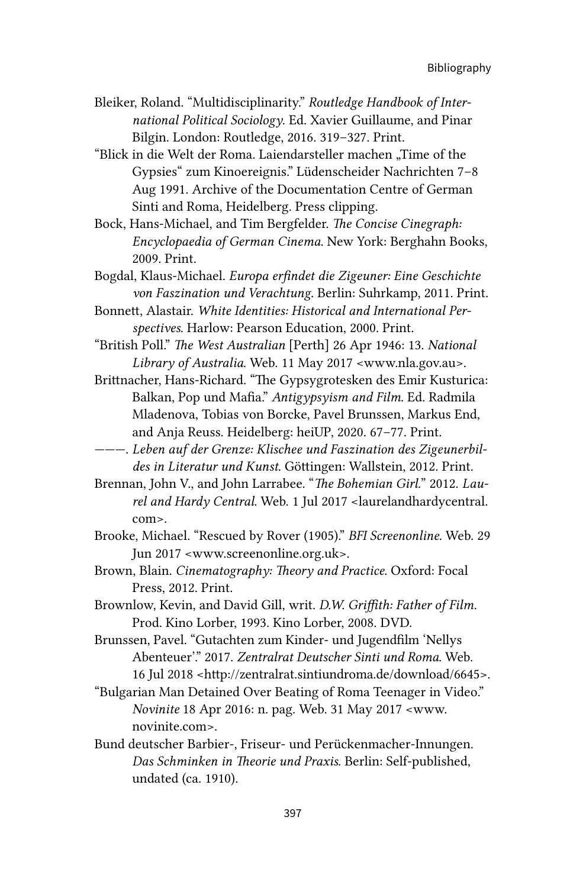Bleiker, Roland. "Multidisciplinarity." *Routledge Handbook of International Political Sociology*. Ed. Xavier Guillaume, and Pinar Bilgin. London: Routledge, 2016. 319–327. Print.

"Blick in die Welt der Roma. Laiendarsteller machen „Time of the Gypsies" zum Kinoereignis." Lüdenscheider Nachrichten 7–8 Aug 1991. Archive of the Documentation Centre of German Sinti and Roma, Heidelberg. Press clipping.

Bock, Hans-Michael, and Tim Bergfelder. *The Concise Cinegraph: Encyclopaedia of German Cinema*. New York: Berghahn Books, 2009. Print.

Bogdal, Klaus-Michael. *Europa erfindet die Zigeuner: Eine Geschichte von Faszination und Verachtung*. Berlin: Suhrkamp, 2011. Print.

Bonnett, Alastair. *White Identities: Historical and International Perspectives*. Harlow: Pearson Education, 2000. Print.

"British Poll." *The West Australian* [Perth] 26 Apr 1946: 13. *National Library of Australia*. Web. 11 May 2017 <www.nla.gov.au>.

Brittnacher, Hans-Richard. "The Gypsygrotesken des Emir Kusturica: Balkan, Pop und Mafia." *Antigypsyism and Film*. Ed. Radmila Mladenova, Tobias von Borcke, Pavel Brunssen, Markus End, and Anja Reuss. Heidelberg: heiUP, 2020. 67–77. Print.

———. *Leben auf der Grenze: Klischee und Faszination des Zigeunerbildes in Literatur und Kunst*. Göttingen: Wallstein, 2012. Print.

Brennan, John V., and John Larrabee. "*The Bohemian Girl*." 2012. *Laurel and Hardy Central*. Web. 1 Jul 2017 <laurelandhardycentral.com>.

Brooke, Michael. "Rescued by Rover (1905)." *BFI Screenonline*. Web. 29 Jun 2017 <www.screenonline.org.uk>.

Brown, Blain. *Cinematography: Theory and Practice*. Oxford: Focal Press, 2012. Print.

Brownlow, Kevin, and David Gill, writ. *D.W. Griffith: Father of Film*. Prod. Kino Lorber, 1993. Kino Lorber, 2008. DVD.

Brunssen, Pavel. "Gutachten zum Kinder- und Jugendfilm 'Nellys Abenteuer'." 2017. *Zentralrat Deutscher Sinti und Roma*. Web. 16 Jul 2018 <http://zentralrat.sintiundroma.de/download/6645>.

"Bulgarian Man Detained Over Beating of Roma Teenager in Video." *Novinite* 18 Apr 2016: n. pag. Web. 31 May 2017 <www.novinite.com>.

Bund deutscher Barbier-, Friseur- und Perückenmacher-Innungen. *Das Schminken in Theorie und Praxis*. Berlin: Self-published, undated (ca. 1910).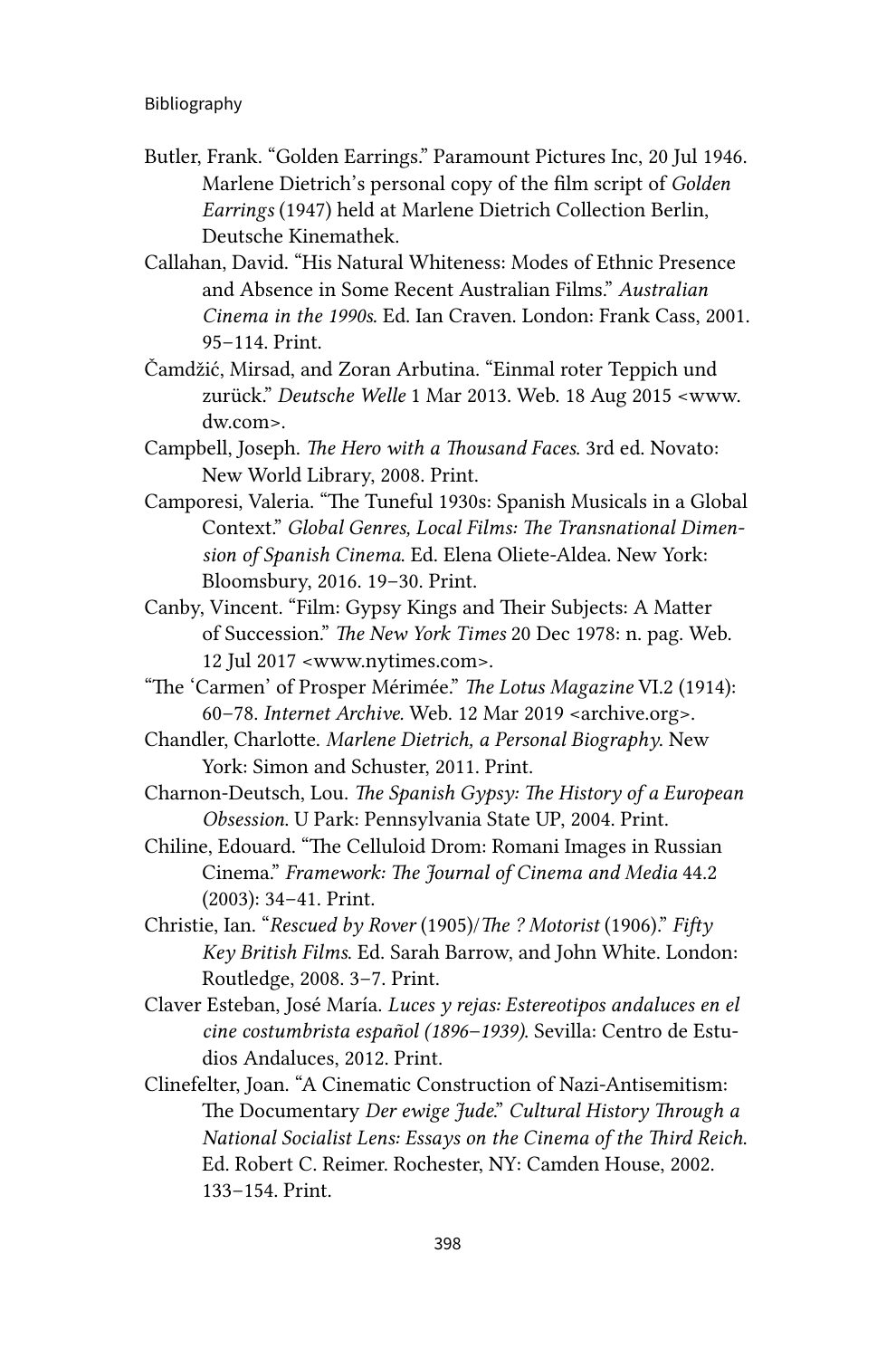Butler, Frank. "Golden Earrings." Paramount Pictures Inc, 20 Jul 1946. Marlene Dietrich's personal copy of the film script of *Golden Earrings* (1947) held at Marlene Dietrich Collection Berlin, Deutsche Kinemathek.

Callahan, David. "His Natural Whiteness: Modes of Ethnic Presence and Absence in Some Recent Australian Films." *Australian Cinema in the 1990s*. Ed. Ian Craven. London: Frank Cass, 2001. 95–114. Print.

Čamdžić, Mirsad, and Zoran Arbutina. "Einmal roter Teppich und zurück." *Deutsche Welle* 1 Mar 2013. Web. 18 Aug 2015 <www.dw.com>.

Campbell, Joseph. *The Hero with a Thousand Faces*. 3rd ed. Novato: New World Library, 2008. Print.

Camporesi, Valeria. "The Tuneful 1930s: Spanish Musicals in a Global Context." *Global Genres, Local Films: The Transnational Dimension of Spanish Cinema*. Ed. Elena Oliete-Aldea. New York: Bloomsbury, 2016. 19–30. Print.

Canby, Vincent. "Film: Gypsy Kings and Their Subjects: A Matter of Succession." *The New York Times* 20 Dec 1978: n. pag. Web. 12 Jul 2017 <www.nytimes.com>.

"The 'Carmen' of Prosper Mérimée." *The Lotus Magazine* VI.2 (1914): 60–78. *Internet Archive*. Web. 12 Mar 2019 <archive.org>.

Chandler, Charlotte. *Marlene Dietrich, a Personal Biography*. New York: Simon and Schuster, 2011. Print.

Charnon-Deutsch, Lou. *The Spanish Gypsy: The History of a European Obsession*. U Park: Pennsylvania State UP, 2004. Print.

Chiline, Edouard. "The Celluloid Drom: Romani Images in Russian Cinema." *Framework: The Journal of Cinema and Media* 44.2 (2003): 34–41. Print.

Christie, Ian. "*Rescued by Rover* (1905)/*The ? Motorist* (1906)." *Fifty Key British Films*. Ed. Sarah Barrow, and John White. London: Routledge, 2008. 3–7. Print.

Claver Esteban, José María. *Luces y rejas: Estereotipos andaluces en el cine costumbrista español (1896–1939)*. Sevilla: Centro de Estudios Andaluces, 2012. Print.

Clinefelter, Joan. "A Cinematic Construction of Nazi-Antisemitism: The Documentary *Der ewige Jude*." *Cultural History Through a National Socialist Lens: Essays on the Cinema of the Third Reich*. Ed. Robert C. Reimer. Rochester, NY: Camden House, 2002. 133–154. Print.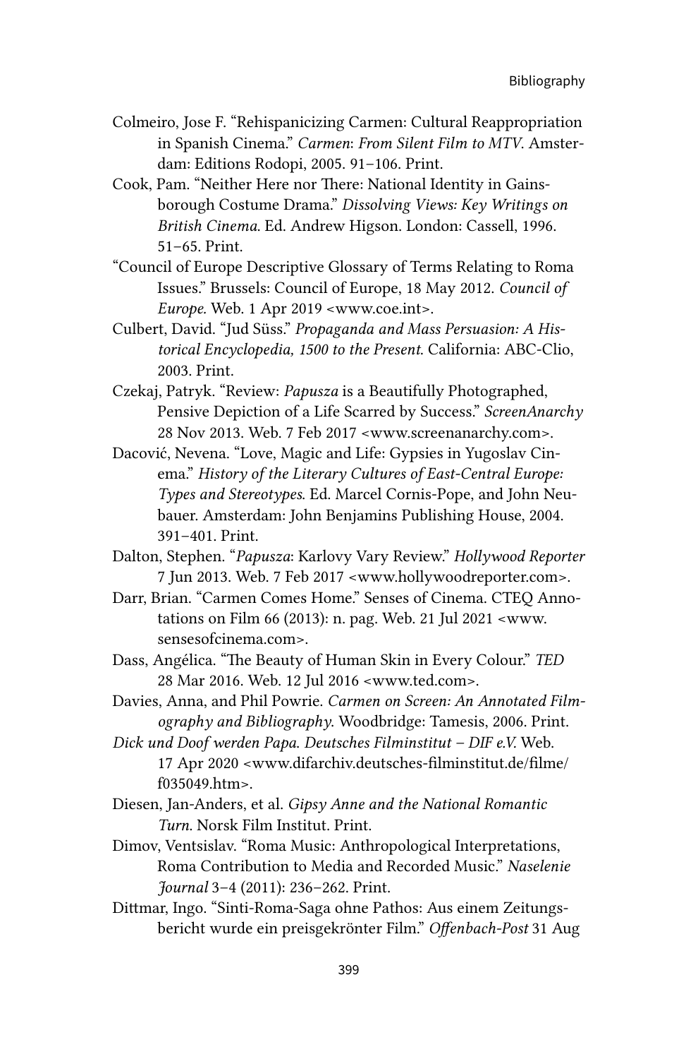Colmeiro, Jose F. "Rehispanicizing Carmen: Cultural Reappropriation in Spanish Cinema." *Carmen: From Silent Film to MTV*. Amsterdam: Editions Rodopi, 2005. 91–106. Print.

Cook, Pam. "Neither Here nor There: National Identity in Gainsborough Costume Drama." *Dissolving Views: Key Writings on British Cinema*. Ed. Andrew Higson. London: Cassell, 1996. 51–65. Print.

"Council of Europe Descriptive Glossary of Terms Relating to Roma Issues." Brussels: Council of Europe, 18 May 2012. *Council of Europe*. Web. 1 Apr 2019 <www.coe.int>.

Culbert, David. "Jud Süss." *Propaganda and Mass Persuasion: A Historical Encyclopedia, 1500 to the Present*. California: ABC-Clio, 2003. Print.

Czekaj, Patryk. "Review: *Papusza* is a Beautifully Photographed, Pensive Depiction of a Life Scarred by Success." *ScreenAnarchy* 28 Nov 2013. Web. 7 Feb 2017 <www.screenanarchy.com>.

Dacović, Nevena. "Love, Magic and Life: Gypsies in Yugoslav Cinema." *History of the Literary Cultures of East-Central Europe: Types and Stereotypes*. Ed. Marcel Cornis-Pope, and John Neubauer. Amsterdam: John Benjamins Publishing House, 2004. 391–401. Print.

Dalton, Stephen. "*Papusza*: Karlovy Vary Review." *Hollywood Reporter* 7 Jun 2013. Web. 7 Feb 2017 <www.hollywoodreporter.com>.

Darr, Brian. "Carmen Comes Home." Senses of Cinema. CTEQ Annotations on Film 66 (2013): n. pag. Web. 21 Jul 2021 <www.sensesofcinema.com>.

Dass, Angélica. "The Beauty of Human Skin in Every Colour." *TED* 28 Mar 2016. Web. 12 Jul 2016 <www.ted.com>.

Davies, Anna, and Phil Powrie. *Carmen on Screen: An Annotated Filmography and Bibliography*. Woodbridge: Tamesis, 2006. Print.

*Dick und Doof werden Papa. Deutsches Filminstitut – DIF e.V.* Web. 17 Apr 2020 <www.difarchiv.deutsches-filminstitut.de/filme/f035049.htm>.

Diesen, Jan-Anders, et al. *Gipsy Anne and the National Romantic Turn*. Norsk Film Institut. Print.

Dimov, Ventsislav. "Roma Music: Anthropological Interpretations, Roma Contribution to Media and Recorded Music." *Naselenie Journal* 3–4 (2011): 236–262. Print.

Dittmar, Ingo. "Sinti-Roma-Saga ohne Pathos: Aus einem Zeitungsbericht wurde ein preisgekrönter Film." *Offenbach-Post* 31 Aug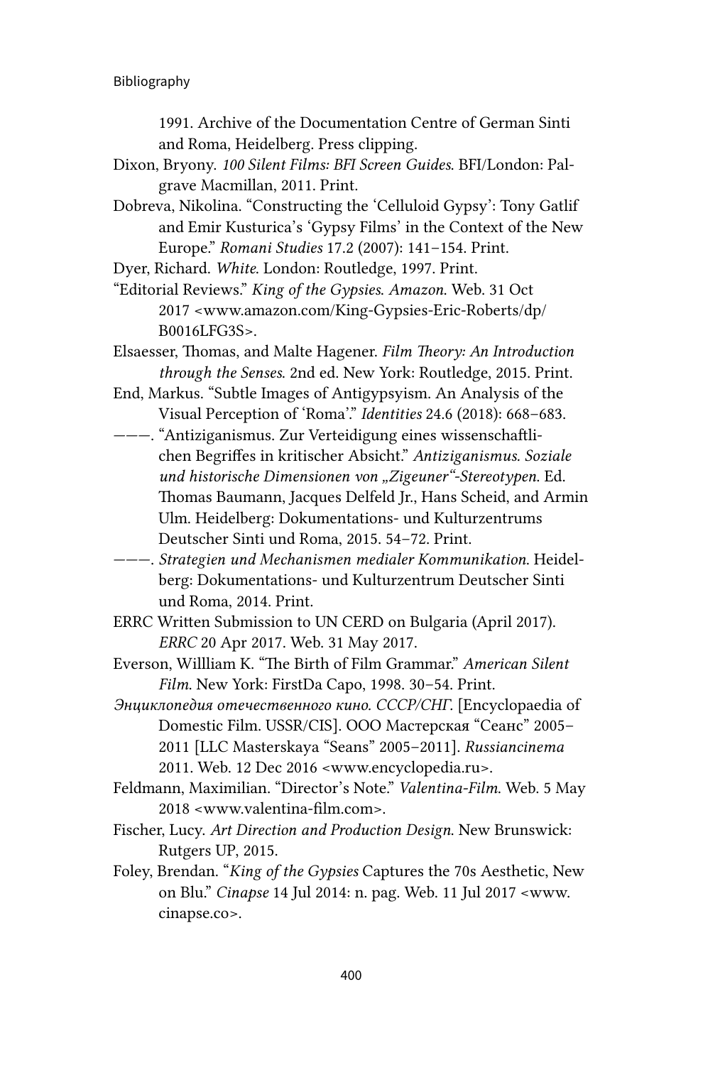1991. Archive of the Documentation Centre of German Sinti and Roma, Heidelberg. Press clipping.

Dixon, Bryony. *100 Silent Films: BFI Screen Guides*. BFI/London: Palgrave Macmillan, 2011. Print.

Dobreva, Nikolina. "Constructing the 'Celluloid Gypsy': Tony Gatlif and Emir Kusturica's 'Gypsy Films' in the Context of the New Europe." *Romani Studies* 17.2 (2007): 141–154. Print.

Dyer, Richard. *White*. London: Routledge, 1997. Print.

"Editorial Reviews." *King of the Gypsies*. *Amazon*. Web. 31 Oct 2017 <www.amazon.com/King-Gypsies-Eric-Roberts/dp/B0016LFG3S>.

Elsaesser, Thomas, and Malte Hagener. *Film Theory: An Introduction through the Senses*. 2nd ed. New York: Routledge, 2015. Print.

End, Markus. "Subtle Images of Antigypsyism. An Analysis of the Visual Perception of 'Roma'." *Identities* 24.6 (2018): 668–683.

———. "Antiziganismus. Zur Verteidigung eines wissenschaftlichen Begriffes in kritischer Absicht." *Antiziganismus. Soziale und historische Dimensionen von „Zigeuner"-Stereotypen*. Ed. Thomas Baumann, Jacques Delfeld Jr., Hans Scheid, and Armin Ulm. Heidelberg: Dokumentations- und Kulturzentrums Deutscher Sinti und Roma, 2015. 54–72. Print.

———. *Strategien und Mechanismen medialer Kommunikation*. Heidelberg: Dokumentations- und Kulturzentrum Deutscher Sinti und Roma, 2014. Print.

ERRC Written Submission to UN CERD on Bulgaria (April 2017). *ERRC* 20 Apr 2017. Web. 31 May 2017.

Everson, Willliam K. "The Birth of Film Grammar." *American Silent Film*. New York: FirstDa Capo, 1998. 30–54. Print.

*Энциклопедия отечественного кино. СССР/СНГ*. [Encyclopaedia of Domestic Film. USSR/CIS]. ООО Мастерская "Сеанс" 2005–2011 [LLC Masterskaya "Seans" 2005–2011]. *Russiancinema* 2011. Web. 12 Dec 2016 <www.encyclopedia.ru>.

Feldmann, Maximilian. "Director's Note." *Valentina-Film*. Web. 5 May 2018 <www.valentina-film.com>.

Fischer, Lucy. *Art Direction and Production Design*. New Brunswick: Rutgers UP, 2015.

Foley, Brendan. "*King of the Gypsies* Captures the 70s Aesthetic, New on Blu." *Cinapse* 14 Jul 2014: n. pag. Web. 11 Jul 2017 <www.cinapse.co>.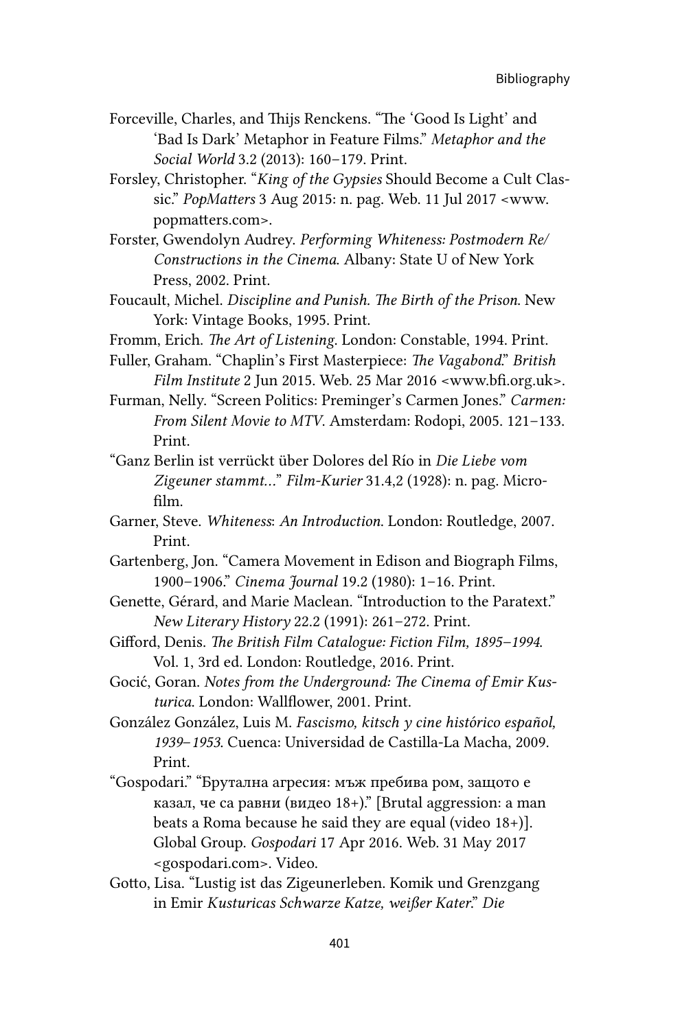Forceville, Charles, and Thijs Renckens. "The 'Good Is Light' and 'Bad Is Dark' Metaphor in Feature Films." *Metaphor and the Social World* 3.2 (2013): 160–179. Print.

Forsley, Christopher. "*King of the Gypsies* Should Become a Cult Classic." *PopMatters* 3 Aug 2015: n. pag. Web. 11 Jul 2017 <www.popmatters.com>.

Forster, Gwendolyn Audrey. *Performing Whiteness: Postmodern Re/Constructions in the Cinema*. Albany: State U of New York Press, 2002. Print.

Foucault, Michel. *Discipline and Punish. The Birth of the Prison*. New York: Vintage Books, 1995. Print.

Fromm, Erich. *The Art of Listening*. London: Constable, 1994. Print.

Fuller, Graham. "Chaplin's First Masterpiece: *The Vagabond*." *British Film Institute* 2 Jun 2015. Web. 25 Mar 2016 <www.bfi.org.uk>.

Furman, Nelly. "Screen Politics: Preminger's Carmen Jones." *Carmen: From Silent Movie to MTV*. Amsterdam: Rodopi, 2005. 121–133. Print.

"Ganz Berlin ist verrückt über Dolores del Río in *Die Liebe vom Zigeuner stammt…*" *Film-Kurier* 31.4,2 (1928): n. pag. Microfilm.

Garner, Steve. *Whiteness: An Introduction*. London: Routledge, 2007. Print.

Gartenberg, Jon. "Camera Movement in Edison and Biograph Films, 1900–1906." *Cinema Journal* 19.2 (1980): 1–16. Print.

Genette, Gérard, and Marie Maclean. "Introduction to the Paratext." *New Literary History* 22.2 (1991): 261–272. Print.

Gifford, Denis. *The British Film Catalogue: Fiction Film, 1895–1994*. Vol. 1, 3rd ed. London: Routledge, 2016. Print.

Gocić, Goran. *Notes from the Underground: The Cinema of Emir Kusturica*. London: Wallflower, 2001. Print.

González González, Luis M. *Fascismo, kitsch y cine histórico español, 1939–1953*. Cuenca: Universidad de Castilla-La Macha, 2009. Print.

"Gospodari." "Брутална агресия: мъж пребива ром, защото е казал, че са равни (видео 18+)." [Brutal aggression: a man beats a Roma because he said they are equal (video 18+)]. Global Group. *Gospodari* 17 Apr 2016. Web. 31 May 2017 <gospodari.com>. Video.

Gotto, Lisa. "Lustig ist das Zigeunerleben. Komik und Grenzgang in Emir *Kusturicas Schwarze Katze, weißer Kater*." *Die*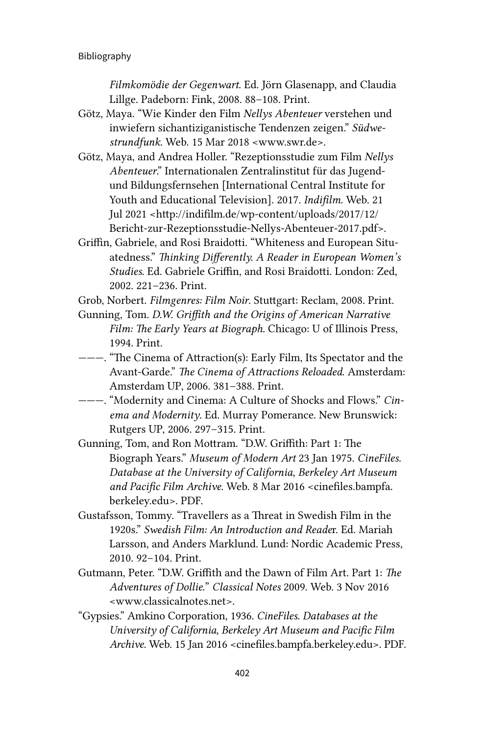*Filmkomödie der Gegenwart*. Ed. Jörn Glasenapp, and Claudia Lillge. Padeborn: Fink, 2008. 88–108. Print.

Götz, Maya. "Wie Kinder den Film *Nellys Abenteuer* verstehen und inwiefern sichantiziganistische Tendenzen zeigen." *Südwestrundfunk*. Web. 15 Mar 2018 <www.swr.de>.

Götz, Maya, and Andrea Holler. "Rezeptionsstudie zum Film *Nellys Abenteuer*." Internationalen Zentralinstitut für das Jugend- und Bildungsfernsehen [International Central Institute for Youth and Educational Television]. 2017. *Indifilm*. Web. 21 Jul 2021 <http://indifilm.de/wp-content/uploads/2017/12/Bericht-zur-Rezeptionsstudie-Nellys-Abenteuer-2017.pdf>.

Griffin, Gabriele, and Rosi Braidotti. "Whiteness and European Situatedness." *Thinking Differently. A Reader in European Women's Studies*. Ed. Gabriele Griffin, and Rosi Braidotti. London: Zed, 2002. 221–236. Print.

Grob, Norbert. *Filmgenres: Film Noir*. Stuttgart: Reclam, 2008. Print.

Gunning, Tom. *D.W. Griffith and the Origins of American Narrative Film: The Early Years at Biograph*. Chicago: U of Illinois Press, 1994. Print.

———. "The Cinema of Attraction(s): Early Film, Its Spectator and the Avant-Garde." *The Cinema of Attractions Reloaded*. Amsterdam: Amsterdam UP, 2006. 381–388. Print.

———. "Modernity and Cinema: A Culture of Shocks and Flows." *Cinema and Modernity*. Ed. Murray Pomerance. New Brunswick: Rutgers UP, 2006. 297–315. Print.

Gunning, Tom, and Ron Mottram. "D.W. Griffith: Part 1: The Biograph Years." *Museum of Modern Art* 23 Jan 1975. *CineFiles. Database at the University of California, Berkeley Art Museum and Pacific Film Archive*. Web. 8 Mar 2016 <cinefiles.bampfa.berkeley.edu>. PDF.

Gustafsson, Tommy. "Travellers as a Threat in Swedish Film in the 1920s." *Swedish Film: An Introduction and Reader*. Ed. Mariah Larsson, and Anders Marklund. Lund: Nordic Academic Press, 2010. 92–104. Print.

Gutmann, Peter. "D.W. Griffith and the Dawn of Film Art. Part 1: *The Adventures of Dollie*." *Classical Notes* 2009. Web. 3 Nov 2016 <www.classicalnotes.net>.

"Gypsies." Amkino Corporation, 1936. *CineFiles. Databases at the University of California, Berkeley Art Museum and Pacific Film Archive*. Web. 15 Jan 2016 <cinefiles.bampfa.berkeley.edu>. PDF.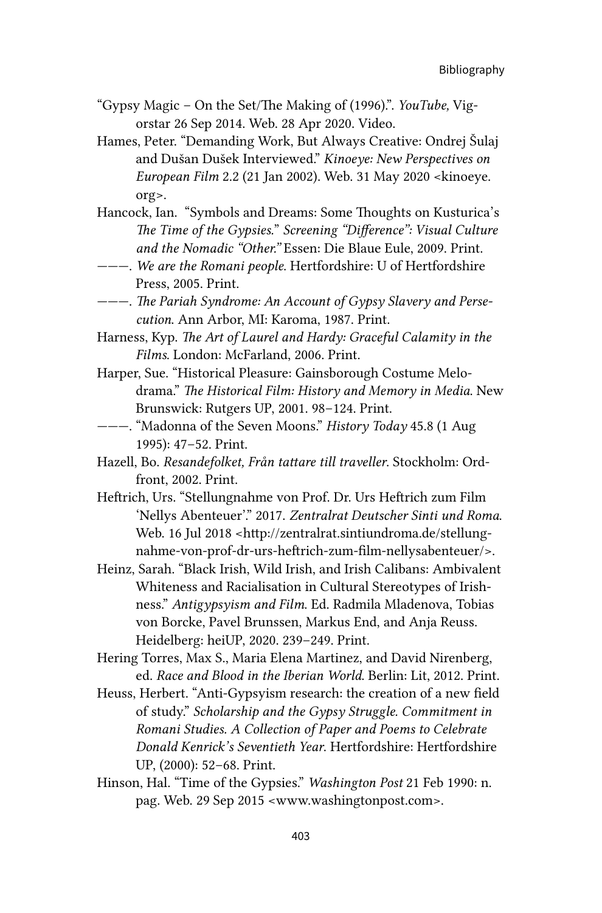"Gypsy Magic – On the Set/The Making of (1996).". *YouTube,* Vigorstar 26 Sep 2014. Web. 28 Apr 2020. Video.

Hames, Peter. "Demanding Work, But Always Creative: Ondrej Šulaj and Dušan Dušek Interviewed." *Kinoeye: New Perspectives on European Film* 2.2 (21 Jan 2002). Web. 31 May 2020 <kinoeye.org>.

Hancock, Ian. "Symbols and Dreams: Some Thoughts on Kusturica's *The Time of the Gypsies.*" *Screening "Difference": Visual Culture and the Nomadic "Other."* Essen: Die Blaue Eule, 2009. Print.

———. *We are the Romani people*. Hertfordshire: U of Hertfordshire Press, 2005. Print.

———. *The Pariah Syndrome: An Account of Gypsy Slavery and Persecution.* Ann Arbor, MI: Karoma, 1987. Print.

Harness, Kyp. *The Art of Laurel and Hardy: Graceful Calamity in the Films*. London: McFarland, 2006. Print.

Harper, Sue. "Historical Pleasure: Gainsborough Costume Melodrama." *The Historical Film: History and Memory in Media*. New Brunswick: Rutgers UP, 2001. 98–124. Print.

———. "Madonna of the Seven Moons." *History Today* 45.8 (1 Aug 1995): 47–52. Print.

Hazell, Bo. *Resandefolket, Från tattare till traveller*. Stockholm: Ordfront, 2002. Print.

Heftrich, Urs. "Stellungnahme von Prof. Dr. Urs Heftrich zum Film 'Nellys Abenteuer'." 2017. *Zentralrat Deutscher Sinti und Roma*. Web. 16 Jul 2018 <http://zentralrat.sintiundroma.de/stellungnahme-von-prof-dr-urs-heftrich-zum-film-nellysabenteuer/>.

Heinz, Sarah. "Black Irish, Wild Irish, and Irish Calibans: Ambivalent Whiteness and Racialisation in Cultural Stereotypes of Irishness." *Antigypsyism and Film*. Ed. Radmila Mladenova, Tobias von Borcke, Pavel Brunssen, Markus End, and Anja Reuss. Heidelberg: heiUP, 2020. 239–249. Print.

Hering Torres, Max S., Maria Elena Martinez, and David Nirenberg, ed. *Race and Blood in the Iberian World*. Berlin: Lit, 2012. Print.

Heuss, Herbert. "Anti-Gypsyism research: the creation of a new field of study." *Scholarship and the Gypsy Struggle. Commitment in Romani Studies. A Collection of Paper and Poems to Celebrate Donald Kenrick's Seventieth Year*. Hertfordshire: Hertfordshire UP, (2000): 52–68. Print.

Hinson, Hal. "Time of the Gypsies." *Washington Post* 21 Feb 1990: n. pag. Web. 29 Sep 2015 <www.washingtonpost.com>.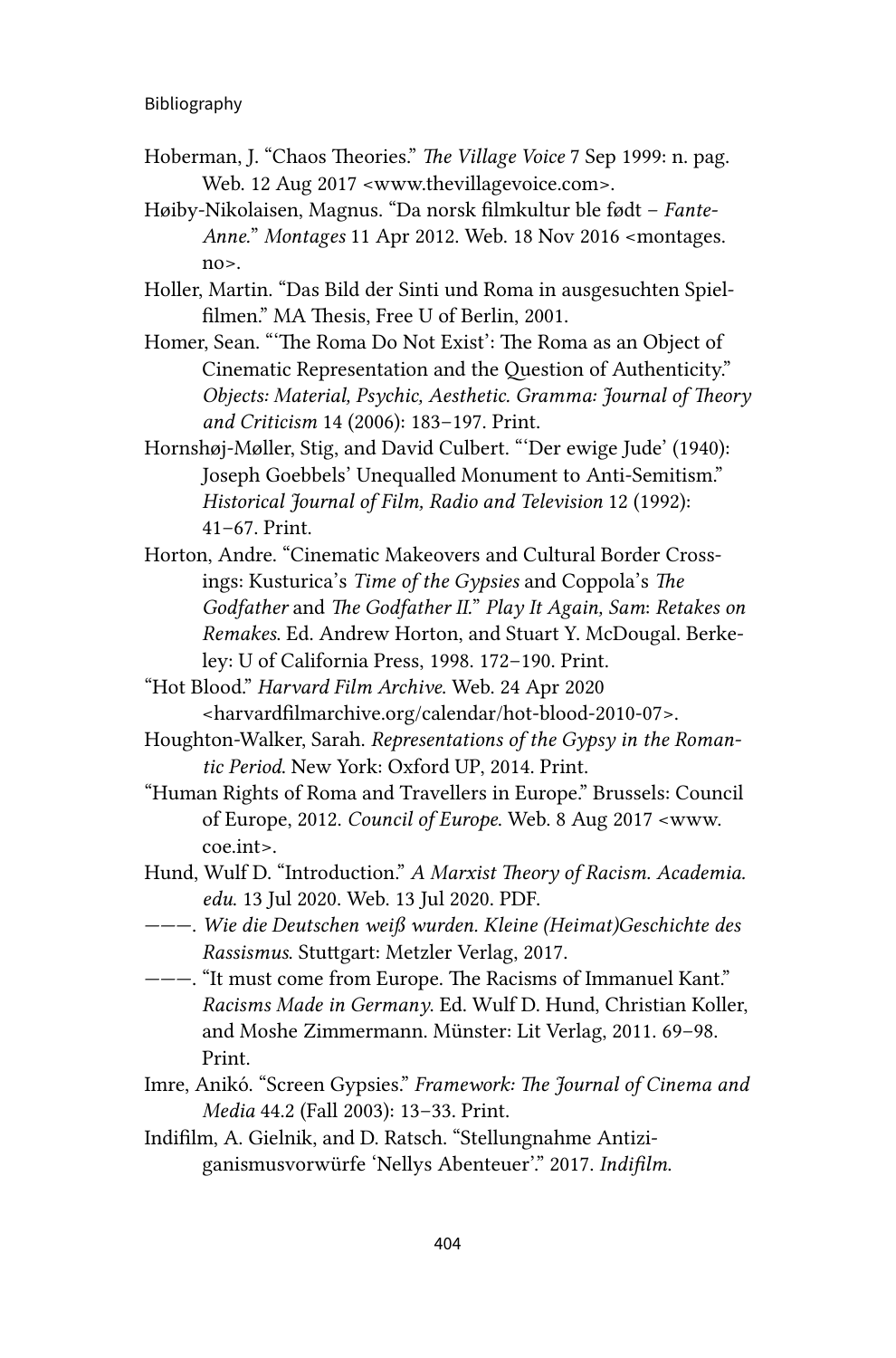Hoberman, J. "Chaos Theories." *The Village Voice* 7 Sep 1999: n. pag. Web. 12 Aug 2017 <www.thevillagevoice.com>.

Høiby-Nikolaisen, Magnus. "Da norsk filmkultur ble født – *Fante-Anne*." *Montages* 11 Apr 2012. Web. 18 Nov 2016 <montages.no>.

Holler, Martin. "Das Bild der Sinti und Roma in ausgesuchten Spielfilmen." MA Thesis, Free U of Berlin, 2001.

Homer, Sean. "'The Roma Do Not Exist': The Roma as an Object of Cinematic Representation and the Question of Authenticity." *Objects: Material, Psychic, Aesthetic. Gramma: Journal of Theory and Criticism* 14 (2006): 183–197. Print.

Hornshøj-Møller, Stig, and David Culbert. "'Der ewige Jude' (1940): Joseph Goebbels' Unequalled Monument to Anti-Semitism." *Historical Journal of Film, Radio and Television* 12 (1992): 41–67. Print.

Horton, Andre. "Cinematic Makeovers and Cultural Border Crossings: Kusturica's *Time of the Gypsies* and Coppola's *The Godfather* and *The Godfather II*." *Play It Again, Sam*: *Retakes on Remakes*. Ed. Andrew Horton, and Stuart Y. McDougal. Berkeley: U of California Press, 1998. 172–190. Print.

"Hot Blood." *Harvard Film Archive*. Web. 24 Apr 2020 <harvardfilmarchive.org/calendar/hot-blood-2010-07>.

Houghton-Walker, Sarah. *Representations of the Gypsy in the Romantic Period*. New York: Oxford UP, 2014. Print.

"Human Rights of Roma and Travellers in Europe." Brussels: Council of Europe, 2012. *Council of Europe*. Web. 8 Aug 2017 <www.coe.int>.

Hund, Wulf D. "Introduction." *A Marxist Theory of Racism. Academia.edu*. 13 Jul 2020. Web. 13 Jul 2020. PDF.

———. *Wie die Deutschen weiß wurden. Kleine (Heimat)Geschichte des Rassismus*. Stuttgart: Metzler Verlag, 2017.

———. "It must come from Europe. The Racisms of Immanuel Kant." *Racisms Made in Germany*. Ed. Wulf D. Hund, Christian Koller, and Moshe Zimmermann. Münster: Lit Verlag, 2011. 69–98. Print.

Imre, Anikó. "Screen Gypsies." *Framework: The Journal of Cinema and Media* 44.2 (Fall 2003): 13–33. Print.

Indifilm, A. Gielnik, and D. Ratsch. "Stellungnahme Antiziganismusvorwürfe 'Nellys Abenteuer'." 2017. *Indifilm*.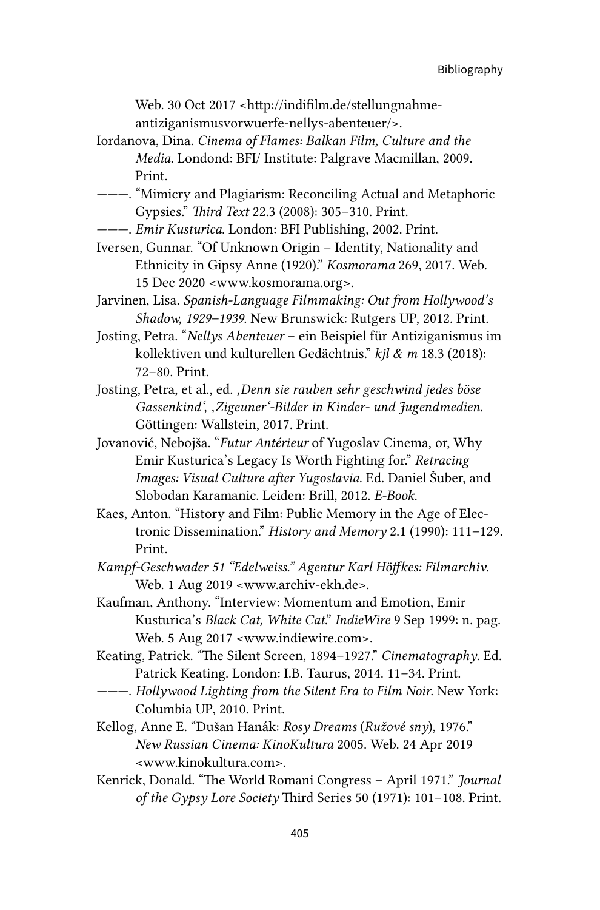Web. 30 Oct 2017 <http://indifilm.de/stellungnahme-antiziganismusvorwuerfe-nellys-abenteuer/>.

Iordanova, Dina. *Cinema of Flames: Balkan Film, Culture and the Media*. Londond: BFI/ Institute: Palgrave Macmillan, 2009. Print.

———. "Mimicry and Plagiarism: Reconciling Actual and Metaphoric Gypsies." *Third Text* 22.3 (2008): 305–310. Print.

———. *Emir Kusturica*. London: BFI Publishing, 2002. Print.

Iversen, Gunnar. "Of Unknown Origin – Identity, Nationality and Ethnicity in Gipsy Anne (1920)." *Kosmorama* 269, 2017. Web. 15 Dec 2020 <www.kosmorama.org>.

Jarvinen, Lisa. *Spanish-Language Filmmaking: Out from Hollywood's Shadow, 1929–1939*. New Brunswick: Rutgers UP, 2012. Print.

Josting, Petra. "*Nellys Abenteuer* – ein Beispiel für Antiziganismus im kollektiven und kulturellen Gedächtnis." *kjl & m* 18.3 (2018): 72–80. Print.

Josting, Petra, et al., ed. *‚Denn sie rauben sehr geschwind jedes böse Gassenkind', ‚Zigeuner'-Bilder in Kinder- und Jugendmedien*. Göttingen: Wallstein, 2017. Print.

Jovanović, Nebojša. "*Futur Antérieur* of Yugoslav Cinema, or, Why Emir Kusturica's Legacy Is Worth Fighting for." *Retracing Images: Visual Culture after Yugoslavia*. Ed. Daniel Šuber, and Slobodan Karamanic. Leiden: Brill, 2012. *E-Book.*

Kaes, Anton. "History and Film: Public Memory in the Age of Electronic Dissemination." *History and Memory* 2.1 (1990): 111–129. Print.

*Kampf-Geschwader 51 "Edelweiss." Agentur Karl Höffkes: Filmarchiv*. Web. 1 Aug 2019 <www.archiv-ekh.de>.

Kaufman, Anthony. "Interview: Momentum and Emotion, Emir Kusturica's *Black Cat, White Cat*." *IndieWire* 9 Sep 1999: n. pag. Web. 5 Aug 2017 <www.indiewire.com>.

Keating, Patrick. "The Silent Screen, 1894–1927." *Cinematography*. Ed. Patrick Keating. London: I.B. Taurus, 2014. 11–34. Print.

———. *Hollywood Lighting from the Silent Era to Film Noir*. New York: Columbia UP, 2010. Print.

Kellog, Anne E. "Dušan Hanák: *Rosy Dreams* (*Ružové sny*), 1976." *New Russian Cinema: KinoKultura* 2005. Web. 24 Apr 2019 <www.kinokultura.com>.

Kenrick, Donald. "The World Romani Congress – April 1971." *Journal of the Gypsy Lore Society* Third Series 50 (1971): 101–108. Print.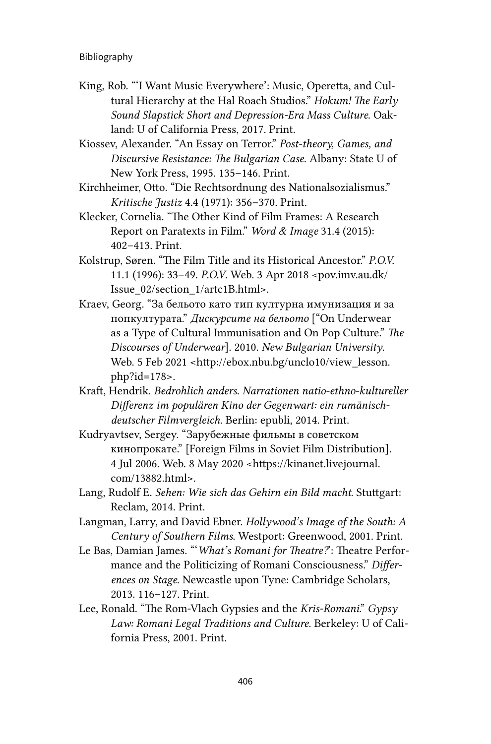King, Rob. "'I Want Music Everywhere': Music, Operetta, and Cultural Hierarchy at the Hal Roach Studios." *Hokum! The Early Sound Slapstick Short and Depression-Era Mass Culture*. Oakland: U of California Press, 2017. Print.

Kiossev, Alexander. "An Essay on Terror." *Post-theory, Games, and Discursive Resistance: The Bulgarian Case*. Albany: State U of New York Press, 1995. 135–146. Print.

Kirchheimer, Otto. "Die Rechtsordnung des Nationalsozialismus." *Kritische Justiz* 4.4 (1971): 356–370. Print.

Klecker, Cornelia. "The Other Kind of Film Frames: A Research Report on Paratexts in Film." *Word & Image* 31.4 (2015): 402–413. Print.

Kolstrup, Søren. "The Film Title and its Historical Ancestor." *P.O.V.* 11.1 (1996): 33–49. *P.O.V*. Web. 3 Apr 2018 <pov.imv.au.dk/Issue_02/section_1/artc1B.html>.

Kraev, Georg. "За бельото като тип културна имунизация и за попкултурата." *Дискурсите на бельото* ["On Underwear as a Type of Cultural Immunisation and On Pop Culture." *The Discourses of Underwear*]. 2010. *New Bulgarian University*. Web. 5 Feb 2021 <http://ebox.nbu.bg/unclo10/view_lesson.php?id=178>.

Kraft, Hendrik. *Bedrohlich anders. Narrationen natio-ethno-kultureller Differenz im populären Kino der Gegenwart: ein rumänisch-deutscher Filmvergleich*. Berlin: epubli, 2014. Print.

Kudryavtsev, Sergey. "Зарубежные фильмы в советском кинопрокате." [Foreign Films in Soviet Film Distribution]. 4 Jul 2006. Web. 8 May 2020 <https://kinanet.livejournal.com/13882.html>.

Lang, Rudolf E. *Sehen: Wie sich das Gehirn ein Bild macht*. Stuttgart: Reclam, 2014. Print.

Langman, Larry, and David Ebner. *Hollywood's Image of the South: A Century of Southern Films*. Westport: Greenwood, 2001. Print.

Le Bas, Damian James. "'*What's Romani for Theatre?*': Theatre Performance and the Politicizing of Romani Consciousness." *Differences on Stage*. Newcastle upon Tyne: Cambridge Scholars, 2013. 116–127. Print.

Lee, Ronald. "The Rom-Vlach Gypsies and the *Kris-Romani*." *Gypsy Law: Romani Legal Traditions and Culture*. Berkeley: U of California Press, 2001. Print.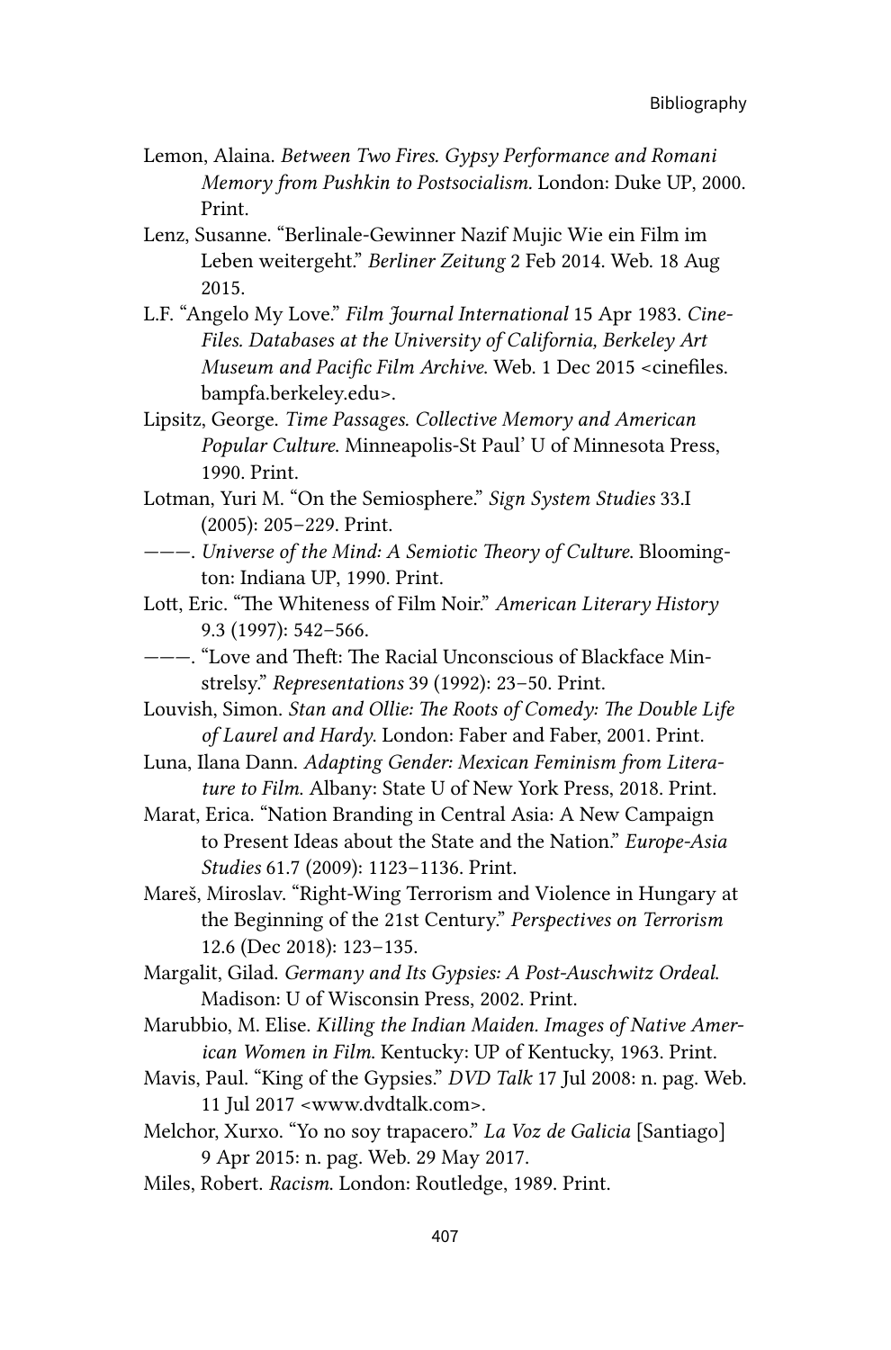Lemon, Alaina. *Between Two Fires. Gypsy Performance and Romani Memory from Pushkin to Postsocialism.* London: Duke UP, 2000. Print.

Lenz, Susanne. "Berlinale-Gewinner Nazif Mujic Wie ein Film im Leben weitergeht." *Berliner Zeitung* 2 Feb 2014. Web. 18 Aug 2015.

L.F. "Angelo My Love." *Film Journal International* 15 Apr 1983. *Cine-Files. Databases at the University of California, Berkeley Art Museum and Pacific Film Archive.* Web. 1 Dec 2015 <cinefiles.bampfa.berkeley.edu>.

Lipsitz, George. *Time Passages. Collective Memory and American Popular Culture.* Minneapolis-St Paul' U of Minnesota Press, 1990. Print.

Lotman, Yuri M. "On the Semiosphere." *Sign System Studies* 33.I (2005): 205–229. Print.

———. *Universe of the Mind: A Semiotic Theory of Culture.* Bloomington: Indiana UP, 1990. Print.

Lott, Eric. "The Whiteness of Film Noir." *American Literary History* 9.3 (1997): 542–566.

———. "Love and Theft: The Racial Unconscious of Blackface Minstrelsy." *Representations* 39 (1992): 23–50. Print.

Louvish, Simon. *Stan and Ollie: The Roots of Comedy: The Double Life of Laurel and Hardy.* London: Faber and Faber, 2001. Print.

Luna, Ilana Dann. *Adapting Gender: Mexican Feminism from Literature to Film.* Albany: State U of New York Press, 2018. Print.

Marat, Erica. "Nation Branding in Central Asia: A New Campaign to Present Ideas about the State and the Nation." *Europe-Asia Studies* 61.7 (2009): 1123–1136. Print.

Mareš, Miroslav. "Right-Wing Terrorism and Violence in Hungary at the Beginning of the 21st Century." *Perspectives on Terrorism* 12.6 (Dec 2018): 123–135.

Margalit, Gilad. *Germany and Its Gypsies: A Post-Auschwitz Ordeal.* Madison: U of Wisconsin Press, 2002. Print.

Marubbio, M. Elise. *Killing the Indian Maiden. Images of Native American Women in Film.* Kentucky: UP of Kentucky, 1963. Print.

Mavis, Paul. "King of the Gypsies." *DVD Talk* 17 Jul 2008: n. pag. Web. 11 Jul 2017 <www.dvdtalk.com>.

Melchor, Xurxo. "Yo no soy trapacero." *La Voz de Galicia* [Santiago] 9 Apr 2015: n. pag. Web. 29 May 2017.

Miles, Robert. *Racism.* London: Routledge, 1989. Print.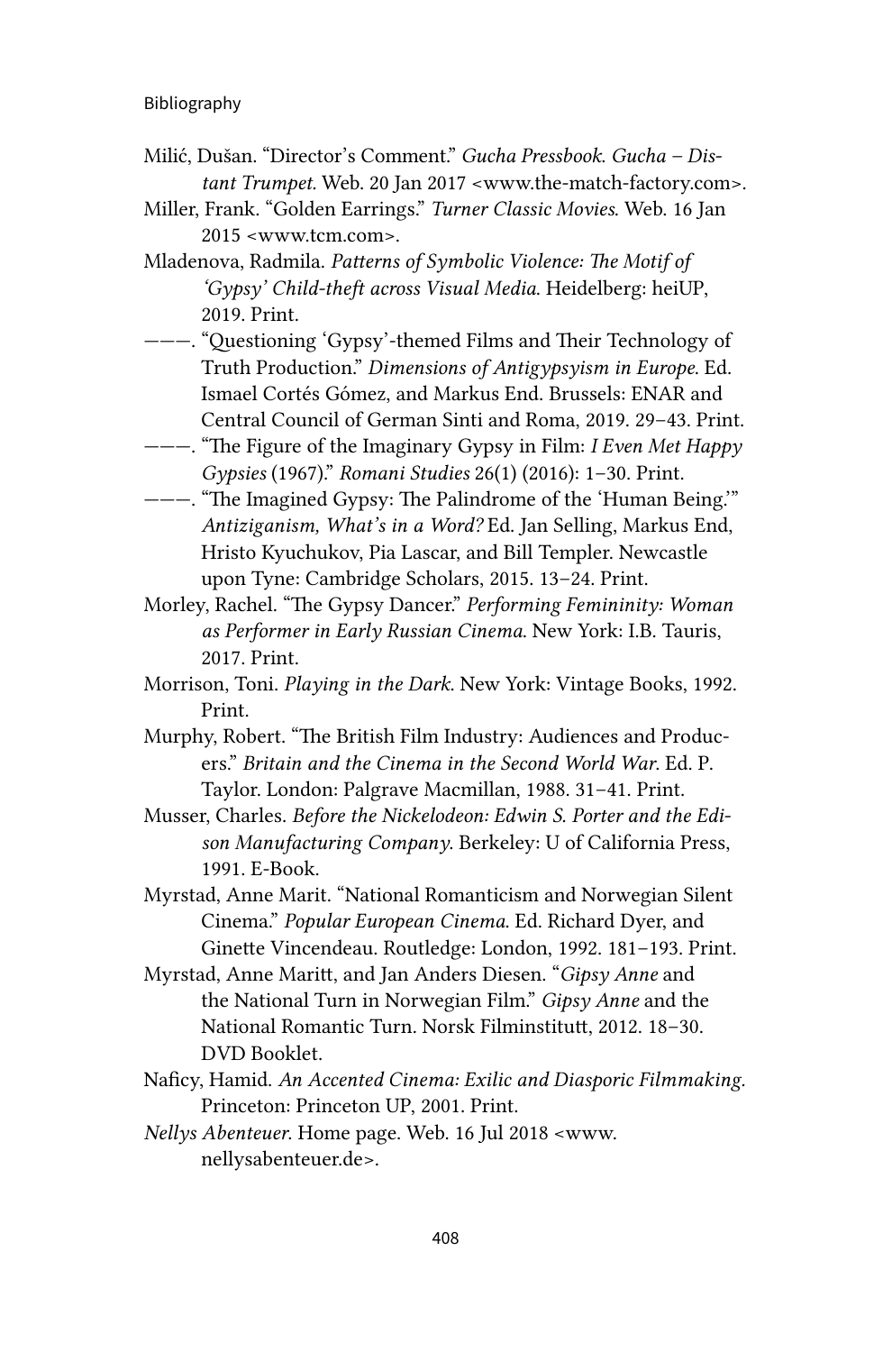Milić, Dušan. "Director's Comment." *Gucha Pressbook. Gucha – Distant Trumpet.* Web. 20 Jan 2017 <www.the-match-factory.com>.

Miller, Frank. "Golden Earrings." *Turner Classic Movies.* Web. 16 Jan 2015 <www.tcm.com>.

Mladenova, Radmila. *Patterns of Symbolic Violence: The Motif of 'Gypsy' Child-theft across Visual Media.* Heidelberg: heiUP, 2019. Print.

———. "Questioning 'Gypsy'-themed Films and Their Technology of Truth Production." *Dimensions of Antigypsyism in Europe.* Ed. Ismael Cortés Gómez, and Markus End. Brussels: ENAR and Central Council of German Sinti and Roma, 2019. 29–43. Print.

———. "The Figure of the Imaginary Gypsy in Film: *I Even Met Happy Gypsies* (1967)." *Romani Studies* 26(1) (2016): 1–30. Print.

———. "The Imagined Gypsy: The Palindrome of the 'Human Being.'" *Antiziganism, What's in a Word?* Ed. Jan Selling, Markus End, Hristo Kyuchukov, Pia Lascar, and Bill Templer. Newcastle upon Tyne: Cambridge Scholars, 2015. 13–24. Print.

Morley, Rachel. "The Gypsy Dancer." *Performing Femininity: Woman as Performer in Early Russian Cinema.* New York: I.B. Tauris, 2017. Print.

Morrison, Toni. *Playing in the Dark.* New York: Vintage Books, 1992. Print.

Murphy, Robert. "The British Film Industry: Audiences and Producers." *Britain and the Cinema in the Second World War.* Ed. P. Taylor. London: Palgrave Macmillan, 1988. 31–41. Print.

Musser, Charles. *Before the Nickelodeon: Edwin S. Porter and the Edison Manufacturing Company.* Berkeley: U of California Press, 1991. E-Book.

Myrstad, Anne Marit. "National Romanticism and Norwegian Silent Cinema." *Popular European Cinema.* Ed. Richard Dyer, and Ginette Vincendeau. Routledge: London, 1992. 181–193. Print.

Myrstad, Anne Maritt, and Jan Anders Diesen. "*Gipsy Anne* and the National Turn in Norwegian Film." *Gipsy Anne* and the National Romantic Turn. Norsk Filminstitutt, 2012. 18–30. DVD Booklet.

Naficy, Hamid. *An Accented Cinema: Exilic and Diasporic Filmmaking.* Princeton: Princeton UP, 2001. Print.

*Nellys Abenteuer.* Home page. Web. 16 Jul 2018 <www.nellysabenteuer.de>.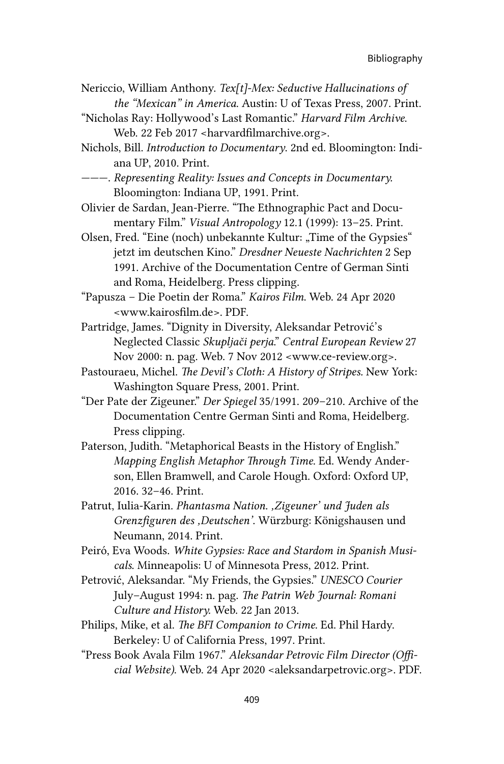Nericcio, William Anthony. *Tex[t]-Mex: Seductive Hallucinations of the "Mexican" in America.* Austin: U of Texas Press, 2007. Print.

"Nicholas Ray: Hollywood's Last Romantic." *Harvard Film Archive.* Web. 22 Feb 2017 <harvardfilmarchive.org>.

Nichols, Bill. *Introduction to Documentary.* 2nd ed. Bloomington: Indiana UP, 2010. Print.

———. *Representing Reality: Issues and Concepts in Documentary.* Bloomington: Indiana UP, 1991. Print.

Olivier de Sardan, Jean-Pierre. "The Ethnographic Pact and Documentary Film." *Visual Antropology* 12.1 (1999): 13–25. Print.

Olsen, Fred. "Eine (noch) unbekannte Kultur: „Time of the Gypsies" jetzt im deutschen Kino." *Dresdner Neueste Nachrichten* 2 Sep 1991. Archive of the Documentation Centre of German Sinti and Roma, Heidelberg. Press clipping.

"Papusza – Die Poetin der Roma." *Kairos Film.* Web. 24 Apr 2020 <www.kairosfilm.de>. PDF.

Partridge, James. "Dignity in Diversity, Aleksandar Petrović's Neglected Classic *Skupljači perja*." *Central European Review* 27 Nov 2000: n. pag. Web. 7 Nov 2012 <www.ce-review.org>.

Pastouraeu, Michel. *The Devil's Cloth: A History of Stripes.* New York: Washington Square Press, 2001. Print.

"Der Pate der Zigeuner." *Der Spiegel* 35/1991. 209–210. Archive of the Documentation Centre German Sinti and Roma, Heidelberg. Press clipping.

Paterson, Judith. "Metaphorical Beasts in the History of English." *Mapping English Metaphor Through Time.* Ed. Wendy Anderson, Ellen Bramwell, and Carole Hough. Oxford: Oxford UP, 2016. 32–46. Print.

Patrut, Iulia-Karin. *Phantasma Nation. ,Zigeuner' und Juden als Grenzfiguren des ,Deutschen'.* Würzburg: Königshausen und Neumann, 2014. Print.

Peiró, Eva Woods. *White Gypsies: Race and Stardom in Spanish Musicals.* Minneapolis: U of Minnesota Press, 2012. Print.

Petrović, Aleksandar. "My Friends, the Gypsies." *UNESCO Courier* July–August 1994: n. pag. *The Patrin Web Journal: Romani Culture and History.* Web. 22 Jan 2013.

Philips, Mike, et al. *The BFI Companion to Crime.* Ed. Phil Hardy. Berkeley: U of California Press, 1997. Print.

"Press Book Avala Film 1967." *Aleksandar Petrovic Film Director (Official Website).* Web. 24 Apr 2020 <aleksandarpetrovic.org>. PDF.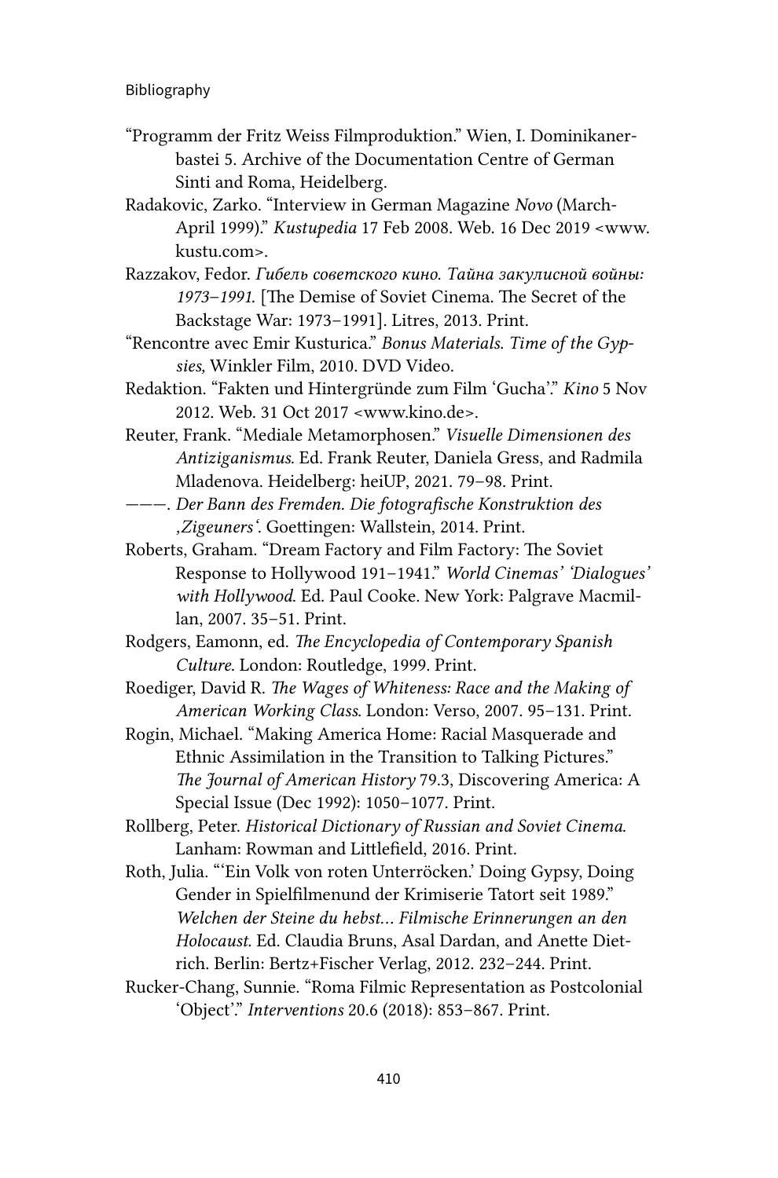"Programm der Fritz Weiss Filmproduktion." Wien, I. Dominikanerbastei 5. Archive of the Documentation Centre of German Sinti and Roma, Heidelberg.

Radakovic, Zarko. "Interview in German Magazine *Novo* (March-April 1999)." *Kustupedia* 17 Feb 2008. Web. 16 Dec 2019 <www.kustu.com>.

Razzakov, Fedor. *Гибель советского кино. Тайна закулисной войны: 1973–1991.* [The Demise of Soviet Cinema. The Secret of the Backstage War: 1973–1991]. Litres, 2013. Print.

"Rencontre avec Emir Kusturica." *Bonus Materials. Time of the Gypsies,* Winkler Film, 2010. DVD Video.

Redaktion. "Fakten und Hintergründe zum Film 'Gucha'." *Kino* 5 Nov 2012. Web. 31 Oct 2017 <www.kino.de>.

Reuter, Frank. "Mediale Metamorphosen." *Visuelle Dimensionen des Antiziganismus.* Ed. Frank Reuter, Daniela Gress, and Radmila Mladenova. Heidelberg: heiUP, 2021. 79–98. Print.

———. *Der Bann des Fremden. Die fotografische Konstruktion des ‚Zigeuners'.* Goettingen: Wallstein, 2014. Print.

Roberts, Graham. "Dream Factory and Film Factory: The Soviet Response to Hollywood 191–1941." *World Cinemas' 'Dialogues' with Hollywood.* Ed. Paul Cooke. New York: Palgrave Macmillan, 2007. 35–51. Print.

Rodgers, Eamonn, ed. *The Encyclopedia of Contemporary Spanish Culture.* London: Routledge, 1999. Print.

Roediger, David R. *The Wages of Whiteness: Race and the Making of American Working Class.* London: Verso, 2007. 95–131. Print.

Rogin, Michael. "Making America Home: Racial Masquerade and Ethnic Assimilation in the Transition to Talking Pictures." *The Journal of American History* 79.3, Discovering America: A Special Issue (Dec 1992): 1050–1077. Print.

Rollberg, Peter. *Historical Dictionary of Russian and Soviet Cinema.* Lanham: Rowman and Littlefield, 2016. Print.

Roth, Julia. "'Ein Volk von roten Unterröcken.' Doing Gypsy, Doing Gender in Spielfilmenund der Krimiserie Tatort seit 1989." *Welchen der Steine du hebst… Filmische Erinnerungen an den Holocaust.* Ed. Claudia Bruns, Asal Dardan, and Anette Dietrich. Berlin: Bertz+Fischer Verlag, 2012. 232–244. Print.

Rucker-Chang, Sunnie. "Roma Filmic Representation as Postcolonial 'Object'." *Interventions* 20.6 (2018): 853–867. Print.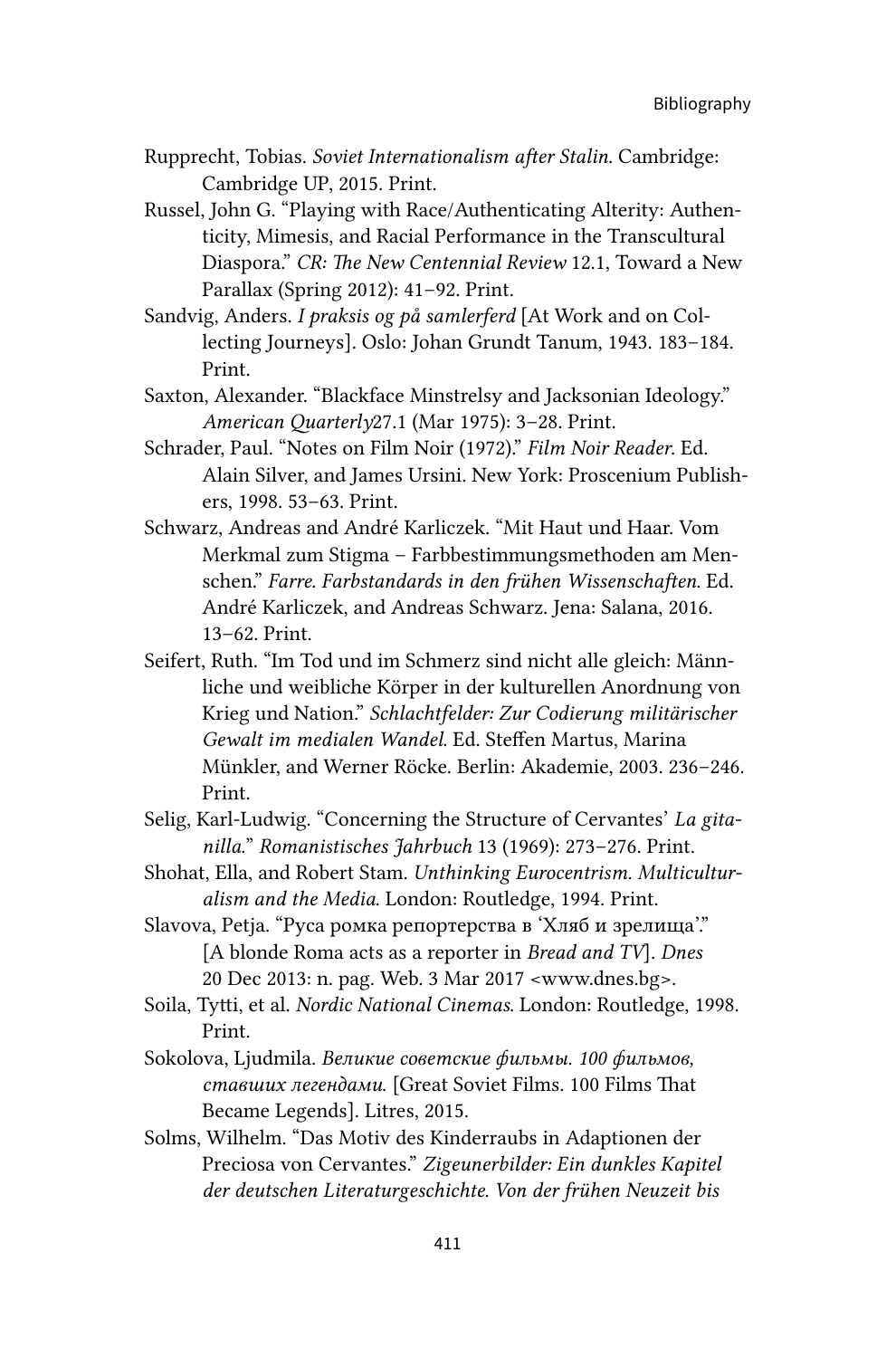Rupprecht, Tobias. *Soviet Internationalism after Stalin*. Cambridge: Cambridge UP, 2015. Print.

Russel, John G. "Playing with Race/Authenticating Alterity: Authenticity, Mimesis, and Racial Performance in the Transcultural Diaspora." *CR: The New Centennial Review* 12.1, Toward a New Parallax (Spring 2012): 41–92. Print.

Sandvig, Anders. *I praksis og på samlerferd* [At Work and on Collecting Journeys]. Oslo: Johan Grundt Tanum, 1943. 183–184. Print.

Saxton, Alexander. "Blackface Minstrelsy and Jacksonian Ideology." *American Quarterly*27.1 (Mar 1975): 3–28. Print.

Schrader, Paul. "Notes on Film Noir (1972)." *Film Noir Reader*. Ed. Alain Silver, and James Ursini. New York: Proscenium Publishers, 1998. 53–63. Print.

Schwarz, Andreas and André Karliczek. "Mit Haut und Haar. Vom Merkmal zum Stigma – Farbbestimmungsmethoden am Menschen." *Farre. Farbstandards in den frühen Wissenschaften*. Ed. André Karliczek, and Andreas Schwarz. Jena: Salana, 2016. 13–62. Print.

Seifert, Ruth. "Im Tod und im Schmerz sind nicht alle gleich: Männliche und weibliche Körper in der kulturellen Anordnung von Krieg und Nation." *Schlachtfelder: Zur Codierung militärischer Gewalt im medialen Wandel*. Ed. Steffen Martus, Marina Münkler, and Werner Röcke. Berlin: Akademie, 2003. 236–246. Print.

Selig, Karl-Ludwig. "Concerning the Structure of Cervantes' *La gitanilla*." *Romanistisches Jahrbuch* 13 (1969): 273–276. Print.

Shohat, Ella, and Robert Stam. *Unthinking Eurocentrism. Multiculturalism and the Media*. London: Routledge, 1994. Print.

Slavova, Petja. "Руса ромка репортерства в 'Хляб и зрелища'." [A blonde Roma acts as a reporter in *Bread and TV*]. *Dnes* 20 Dec 2013: n. pag. Web. 3 Mar 2017 <www.dnes.bg>.

Soila, Tytti, et al. *Nordic National Cinemas*. London: Routledge, 1998. Print.

Sokolova, Ljudmila. *Великие советские фильмы. 100 фильмов, ставших легендами.* [Great Soviet Films. 100 Films That Became Legends]. Litres, 2015.

Solms, Wilhelm. "Das Motiv des Kinderraubs in Adaptionen der Preciosa von Cervantes." *Zigeunerbilder: Ein dunkles Kapitel der deutschen Literaturgeschichte. Von der frühen Neuzeit bis*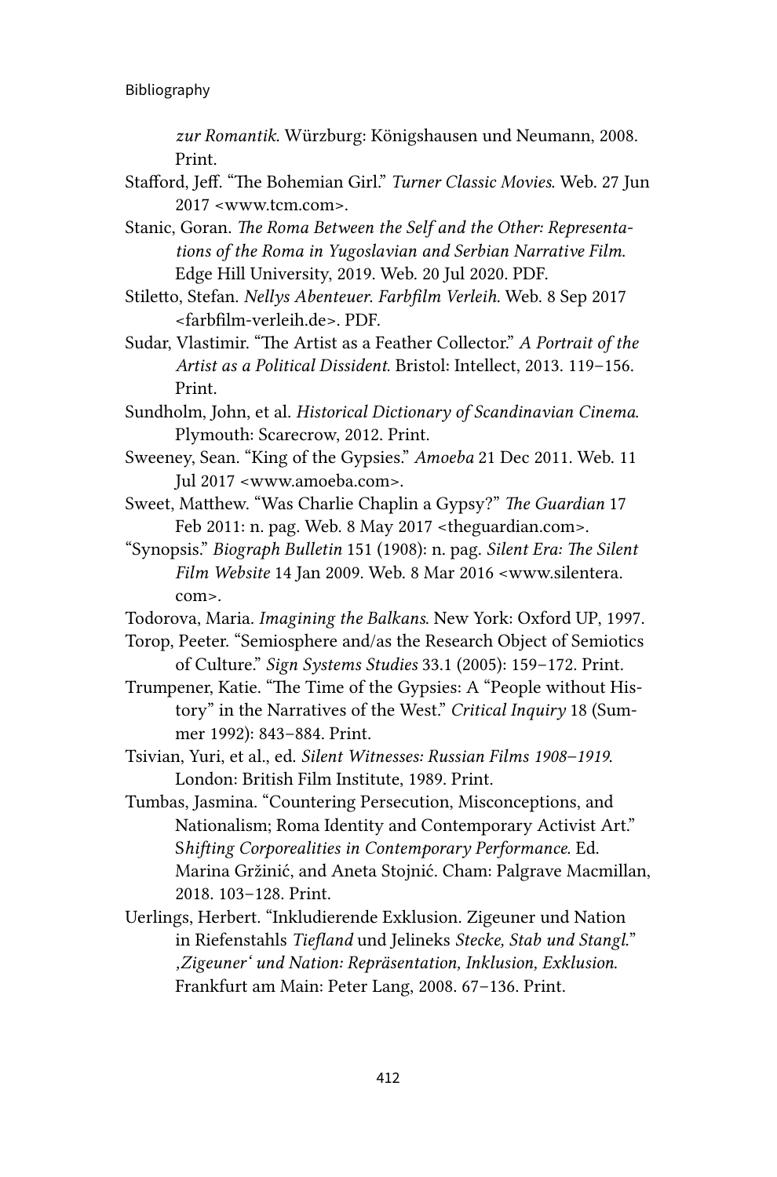*zur Romantik*. Würzburg: Königshausen und Neumann, 2008. Print.

Stafford, Jeff. "The Bohemian Girl." *Turner Classic Movies*. Web. 27 Jun 2017 <www.tcm.com>.

Stanic, Goran. *The Roma Between the Self and the Other: Representations of the Roma in Yugoslavian and Serbian Narrative Film*. Edge Hill University, 2019. Web. 20 Jul 2020. PDF.

Stiletto, Stefan. *Nellys Abenteuer*. *Farbfilm Verleih*. Web. 8 Sep 2017 <farbfilm-verleih.de>. PDF.

Sudar, Vlastimir. "The Artist as a Feather Collector." *A Portrait of the Artist as a Political Dissident*. Bristol: Intellect, 2013. 119–156. Print.

Sundholm, John, et al. *Historical Dictionary of Scandinavian Cinema*. Plymouth: Scarecrow, 2012. Print.

Sweeney, Sean. "King of the Gypsies." *Amoeba* 21 Dec 2011. Web. 11 Jul 2017 <www.amoeba.com>.

Sweet, Matthew. "Was Charlie Chaplin a Gypsy?" *The Guardian* 17 Feb 2011: n. pag. Web. 8 May 2017 <theguardian.com>.

"Synopsis." *Biograph Bulletin* 151 (1908): n. pag. *Silent Era: The Silent Film Website* 14 Jan 2009. Web. 8 Mar 2016 <www.silentera.com>.

Todorova, Maria. *Imagining the Balkans*. New York: Oxford UP, 1997.

Torop, Peeter. "Semiosphere and/as the Research Object of Semiotics of Culture." *Sign Systems Studies* 33.1 (2005): 159–172. Print.

Trumpener, Katie. "The Time of the Gypsies: A "People without History" in the Narratives of the West." *Critical Inquiry* 18 (Summer 1992): 843–884. Print.

Tsivian, Yuri, et al., ed. *Silent Witnesses: Russian Films 1908–1919*. London: British Film Institute, 1989. Print.

Tumbas, Jasmina. "Countering Persecution, Misconceptions, and Nationalism; Roma Identity and Contemporary Activist Art." *Shifting Corporealities in Contemporary Performance*. Ed. Marina Gržinić, and Aneta Stojnić. Cham: Palgrave Macmillan, 2018. 103–128. Print.

Uerlings, Herbert. "Inkludierende Exklusion. Zigeuner und Nation in Riefenstahls *Tiefland* und Jelineks *Stecke, Stab und Stangl*." *‚Zigeuner' und Nation: Repräsentation, Inklusion, Exklusion*. Frankfurt am Main: Peter Lang, 2008. 67–136. Print.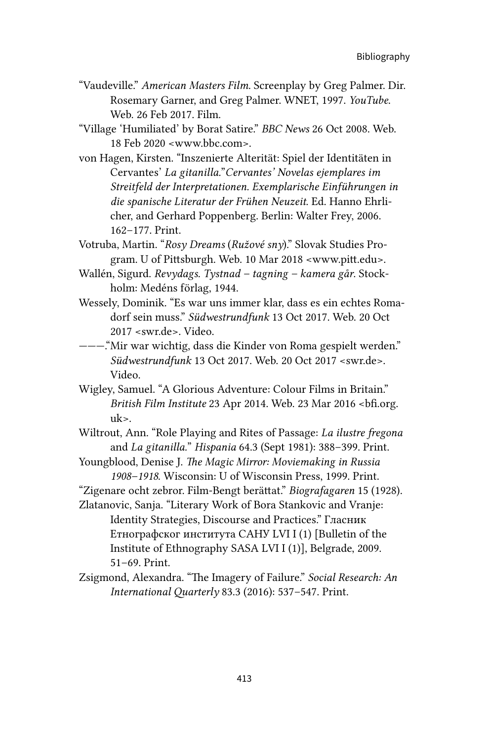"Vaudeville." *American Masters Film*. Screenplay by Greg Palmer. Dir. Rosemary Garner, and Greg Palmer. WNET, 1997. *YouTube*. Web. 26 Feb 2017. Film.

"Village 'Humiliated' by Borat Satire." *BBC News* 26 Oct 2008. Web. 18 Feb 2020 <www.bbc.com>.

von Hagen, Kirsten. "Inszenierte Alterität: Spiel der Identitäten in Cervantes' *La gitanilla*."*Cervantes' Novelas ejemplares im Streitfeld der Interpretationen. Exemplarische Einführungen in die spanische Literatur der Frühen Neuzeit*. Ed. Hanno Ehrlicher, and Gerhard Poppenberg. Berlin: Walter Frey, 2006. 162–177. Print.

Votruba, Martin. "*Rosy Dreams* (*Ružové sny*)." Slovak Studies Program. U of Pittsburgh. Web. 10 Mar 2018 <www.pitt.edu>.

Wallén, Sigurd. *Revydags. Tystnad – tagning – kamera går*. Stockholm: Medéns förlag, 1944.

Wessely, Dominik. "Es war uns immer klar, dass es ein echtes Romadorf sein muss." *Südwestrundfunk* 13 Oct 2017. Web. 20 Oct 2017 <swr.de>. Video.

———."Mir war wichtig, dass die Kinder von Roma gespielt werden." *Südwestrundfunk* 13 Oct 2017. Web. 20 Oct 2017 <swr.de>. Video.

Wigley, Samuel. "A Glorious Adventure: Colour Films in Britain." *British Film Institute* 23 Apr 2014. Web. 23 Mar 2016 <bfi.org.uk>.

Wiltrout, Ann. "Role Playing and Rites of Passage: *La ilustre fregona* and *La gitanilla*." *Hispania* 64.3 (Sept 1981): 388–399. Print.

Youngblood, Denise J. *The Magic Mirror: Moviemaking in Russia 1908–1918*. Wisconsin: U of Wisconsin Press, 1999. Print.

"Zigenare ocht zebror. Film-Bengt berättat." *Biografagaren* 15 (1928).

Zlatanovic, Sanja. "Literary Work of Bora Stankovic and Vranje: Identity Strategies, Discourse and Practices." Гласник Етнографског института САНУ LVI I (1) [Bulletin of the Institute of Ethnography SASA LVI I (1)], Belgrade, 2009. 51–69. Print.

Zsigmond, Alexandra. "The Imagery of Failure." *Social Research: An International Quarterly* 83.3 (2016): 537–547. Print.